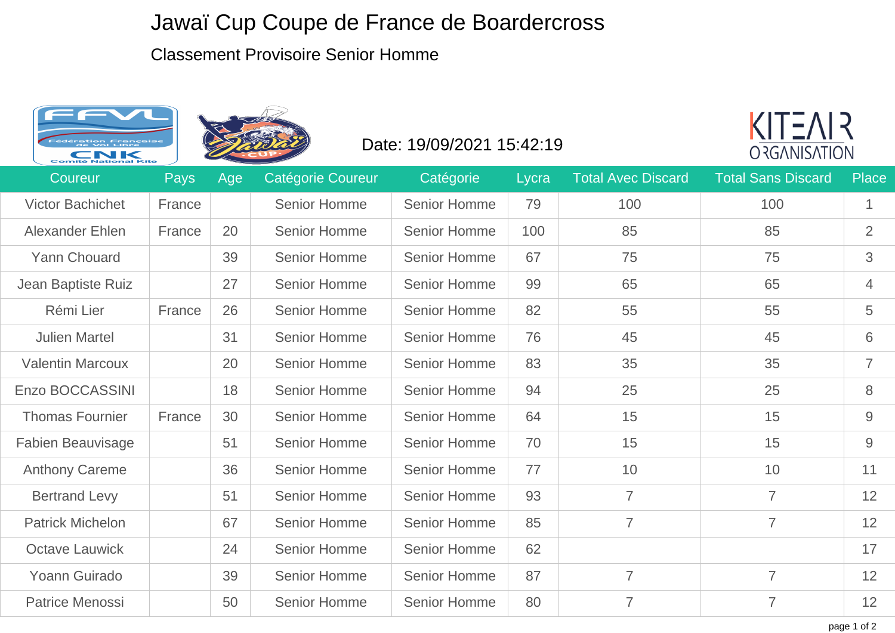# Jawaï Cup Coupe de France de Boardercross

## Classement Provisoire Senior Homme

Date: 19/09/2021 15:42:19

KITEAIR ORGANISATION

| Coureur | Pays | Age | Catégorie Coureur | Catégorie | Lycra | Total Avec Discard | Total Sans Discard | Place |
|---|---|---|---|---|---|---|---|---|
| Victor Bachichet | France | | Senior Homme | Senior Homme | 79 | 100 | 100 | 1 |
| Alexander Ehlen | France | 20 | Senior Homme | Senior Homme | 100 | 85 | 85 | 2 |
| Yann Chouard | | 39 | Senior Homme | Senior Homme | 67 | 75 | 75 | 3 |
| Jean Baptiste Ruiz | | 27 | Senior Homme | Senior Homme | 99 | 65 | 65 | 4 |
| Rémi Lier | France | 26 | Senior Homme | Senior Homme | 82 | 55 | 55 | 5 |
| Julien Martel | | 31 | Senior Homme | Senior Homme | 76 | 45 | 45 | 6 |
| Valentin Marcoux | | 20 | Senior Homme | Senior Homme | 83 | 35 | 35 | 7 |
| Enzo BOCCASSINI | | 18 | Senior Homme | Senior Homme | 94 | 25 | 25 | 8 |
| Thomas Fournier | France | 30 | Senior Homme | Senior Homme | 64 | 15 | 15 | 9 |
| Fabien Beauvisage | | 51 | Senior Homme | Senior Homme | 70 | 15 | 15 | 9 |
| Anthony Careme | | 36 | Senior Homme | Senior Homme | 77 | 10 | 10 | 11 |
| Bertrand Levy | | 51 | Senior Homme | Senior Homme | 93 | 7 | 7 | 12 |
| Patrick Michelon | | 67 | Senior Homme | Senior Homme | 85 | 7 | 7 | 12 |
| Octave Lauwick | | 24 | Senior Homme | Senior Homme | 62 | | | 17 |
| Yoann Guirado | | 39 | Senior Homme | Senior Homme | 87 | 7 | 7 | 12 |
| Patrice Menossi | | 50 | Senior Homme | Senior Homme | 80 | 7 | 7 | 12 |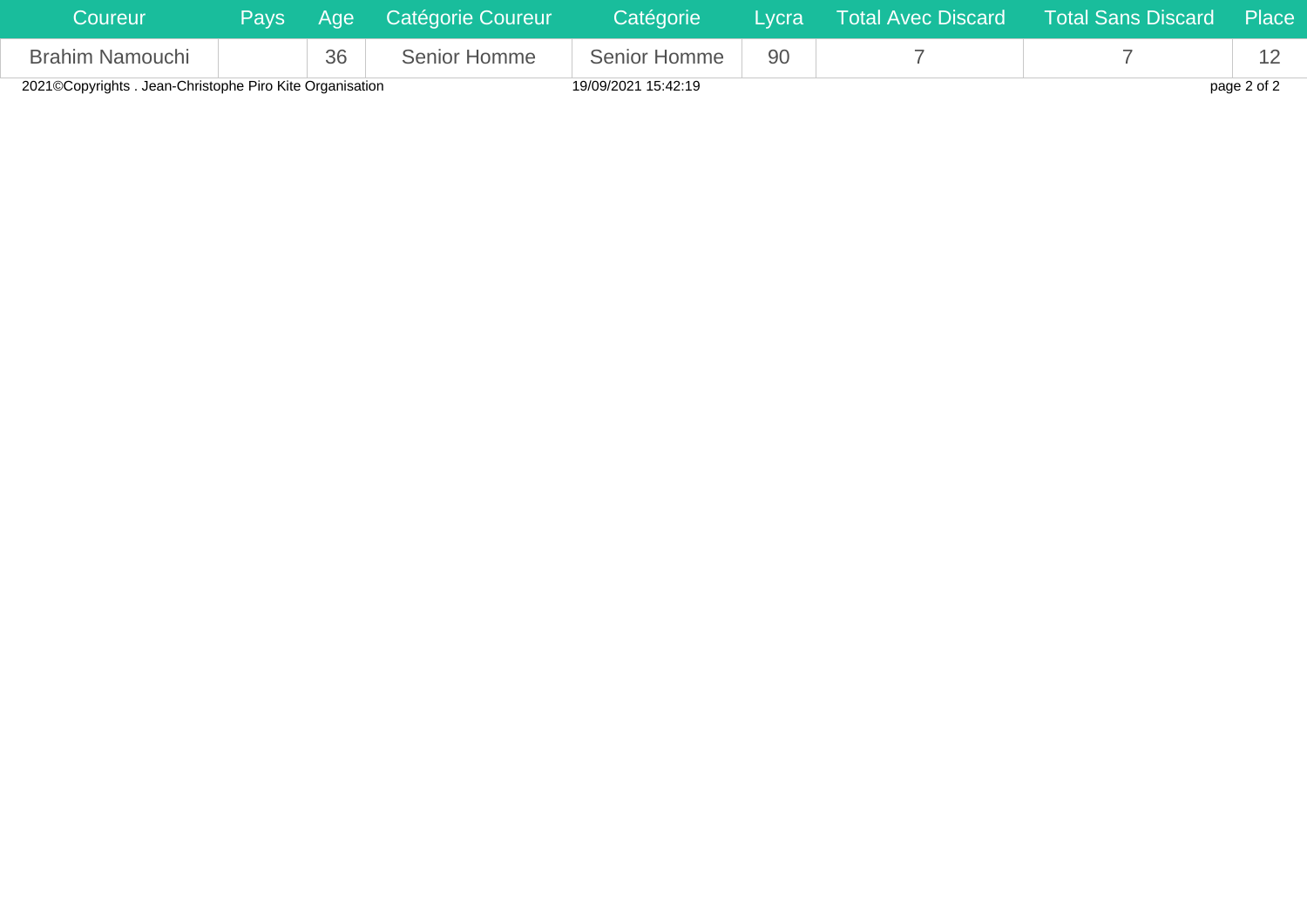| Coureur | Pays | Age | Catégorie Coureur | Catégorie | Lycra | Total Avec Discard | Total Sans Discard | Place |
|---|---|---|---|---|---|---|---|---|
| Brahim Namouchi | | 36 | Senior Homme | Senior Homme | 90 | 7 | 7 | 12 |